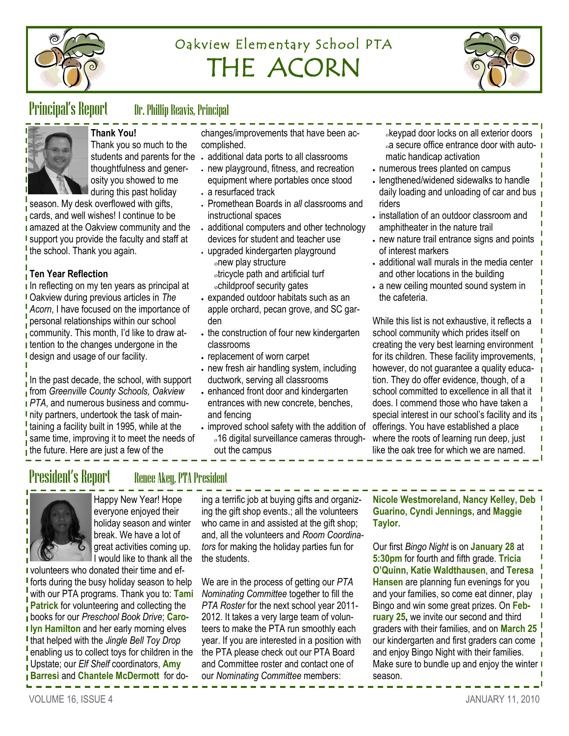# Oakview Elementary School PTA
# THE ACORN

## Principal's Report — Dr. Phillip Reavis, Principal

**Thank You!**

Thank you so much to the students and parents for the thoughtfulness and generosity you showed to me during this past holiday season. My desk overflowed with gifts, cards, and well wishes! I continue to be amazed at the Oakview community and the support you provide the faculty and staff at the school. Thank you again.

**Ten Year Reflection**

In reflecting on my ten years as principal at Oakview during previous articles in *The Acorn*, I have focused on the importance of personal relationships within our school community. This month, I'd like to draw attention to the changes undergone in the design and usage of our facility.

In the past decade, the school, with support from *Greenville County Schools, Oakview PTA*, and numerous business and community partners, undertook the task of maintaining a facility built in 1995, while at the same time, improving it to meet the needs of the future. Here are just a few of the changes/improvements that have been accomplished.

- additional data ports to all classrooms
- new playground, fitness, and recreation equipment where portables once stood
- a resurfaced track
- Promethean Boards in *all* classrooms and instructional spaces
- additional computers and other technology devices for student and teacher use
- upgraded kindergarten playground
  - new play structure
  - tricycle path and artificial turf
  - childproof security gates
- expanded outdoor habitats such as an apple orchard, pecan grove, and SC garden
- the construction of four new kindergarten classrooms
- replacement of worn carpet
- new fresh air handling system, including ductwork, serving all classrooms
- enhanced front door and kindergarten entrances with new concrete, benches, and fencing
- improved school safety with the addition of
  - 16 digital surveillance cameras throughout the campus
  - keypad door locks on all exterior doors
  - a secure office entrance door with automatic handicap activation
- numerous trees planted on campus
- lengthened/widened sidewalks to handle daily loading and unloading of car and bus riders
- installation of an outdoor classroom and amphitheater in the nature trail
- new nature trail entrance signs and points of interest markers
- additional wall murals in the media center and other locations in the building
- a new ceiling mounted sound system in the cafeteria.

While this list is not exhaustive, it reflects a school community which prides itself on creating the very best learning environment for its children. These facility improvements, however, do not guarantee a quality education. They do offer evidence, though, of a school committed to excellence in all that it does. I commend those who have taken a special interest in our school's facility and its offerings. You have established a place where the roots of learning run deep, just like the oak tree for which we are named.

## President's Report — Renee Akey, PTA President

Happy New Year! Hope everyone enjoyed their holiday season and winter break. We have a lot of great activities coming up. I would like to thank all the volunteers who donated their time and efforts during the busy holiday season to help with our PTA programs. Thank you to: **Tami Patrick** for volunteering and collecting the books for our *Preschool Book Drive*; **Carolyn Hamilton** and her early morning elves that helped with the *Jingle Bell Toy Drop* enabling us to collect toys for children in the Upstate; our *Elf Shelf* coordinators, **Amy Barresi** and **Chantele McDermott** for doing a terrific job at buying gifts and organizing the gift shop events.; all the volunteers who came in and assisted at the gift shop; and, all the volunteers and *Room Coordinators* for making the holiday parties fun for the students.

We are in the process of getting our *PTA Nominating Committee* together to fill the *PTA Roster* for the next school year 2011-2012. It takes a very large team of volunteers to make the PTA run smoothly each year. If you are interested in a position with the PTA please check out our PTA Board and Committee roster and contact one of our *Nominating Committee* members: **Nicole Westmoreland, Nancy Kelley, Deb Guarino, Cyndi Jennings,** and **Maggie Taylor.**

Our first *Bingo Night* is on **January 28** at **5:30pm** for fourth and fifth grade. **Tricia O'Quinn, Katie Waldthausen**, and **Teresa Hansen** are planning fun evenings for you and your families, so come eat dinner, play Bingo and win some great prizes. On **February 25,** we invite our second and third graders with their families, and on **March 25** our kindergarten and first graders can come and enjoy Bingo Night with their families. Make sure to bundle up and enjoy the winter season.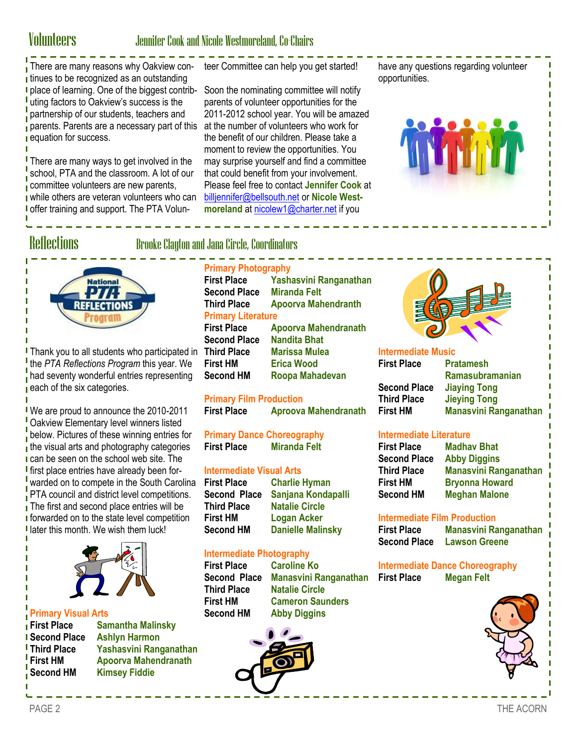## Volunteers

### Jennifer Cook and Nicole Westmoreland, Co-Chairs

There are many reasons why Oakview continues to be recognized as an outstanding place of learning. One of the biggest contributing factors to Oakview's success is the partnership of our students, teachers and parents. Parents are a necessary part of this equation for success.

There are many ways to get involved in the school, PTA and the classroom. A lot of our committee volunteers are new parents, while others are veteran volunteers who can offer training and support. The PTA Volunteer Committee can help you get started!

Soon the nominating committee will notify parents of volunteer opportunities for the 2011-2012 school year. You will be amazed at the number of volunteers who work for the benefit of our children. Please take a moment to review the opportunities. You may surprise yourself and find a committee that could benefit from your involvement. Please feel free to contact **Jennifer Cook** at billjennifer@bellsouth.net or **Nicole Westmoreland** at nicolew1@charter.net if you have any questions regarding volunteer opportunities.

## Reflections

### Brooke Clayton and Jana Circle, Coordinators

Thank you to all students who participated in the *PTA Reflections Program* this year. We had seventy wonderful entries representing each of the six categories.

We are proud to announce the 2010-2011 Oakview Elementary level winners listed below. Pictures of these winning entries for the visual arts and photography categories can be seen on the school web site. The first place entries have already been forwarded on to compete in the South Carolina PTA council and district level competitions. The first and second place entries will be forwarded on to the state level competition later this month. We wish them luck!

**Primary Visual Arts**

| | |
|---|---|
| First Place | Samantha Malinsky |
| Second Place | Ashlyn Harmon |
| Third Place | Yashasvini Ranganathan |
| First HM | Apoorva Mahendranath |
| Second HM | Kimsey Fiddie |

**Primary Photography**

| | |
|---|---|
| First Place | Yashasvini Ranganathan |
| Second Place | Miranda Felt |
| Third Place | Apoorva Mahendranth |

**Primary Literature**

| | |
|---|---|
| First Place | Apoorva Mahendranath |
| Second Place | Nandita Bhat |
| Third Place | Marissa Mulea |
| First HM | Erica Wood |
| Second HM | Roopa Mahadevan |

**Primary Film Production**

| | |
|---|---|
| First Place | Aproova Mahendranath |

**Primary Dance Choreography**

| | |
|---|---|
| First Place | Miranda Felt |

**Intermediate Visual Arts**

| | |
|---|---|
| First Place | Charlie Hyman |
| Second Place | Sanjana Kondapalli |
| Third Place | Natalie Circle |
| First HM | Logan Acker |
| Second HM | Danielle Malinsky |

**Intermediate Photography**

| | |
|---|---|
| First Place | Caroline Ko |
| Second Place | Manasvini Ranganathan |
| Third Place | Natalie Circle |
| First HM | Cameron Saunders |
| Second HM | Abby Diggins |

**Intermediate Music**

| | |
|---|---|
| First Place | Pratamesh Ramasubramanian |
| Second Place | Jiaying Tong |
| Third Place | Jieying Tong |
| First HM | Manasvini Ranganathan |

**Intermediate Literature**

| | |
|---|---|
| First Place | Madhav Bhat |
| Second Place | Abby Diggins |
| Third Place | Manasvini Ranganathan |
| First HM | Bryonna Howard |
| Second HM | Meghan Malone |

**Intermediate Film Production**

| | |
|---|---|
| First Place | Manasvini Ranganathan |
| Second Place | Lawson Greene |

**Intermediate Dance Choreography**

| | |
|---|---|
| First Place | Megan Felt |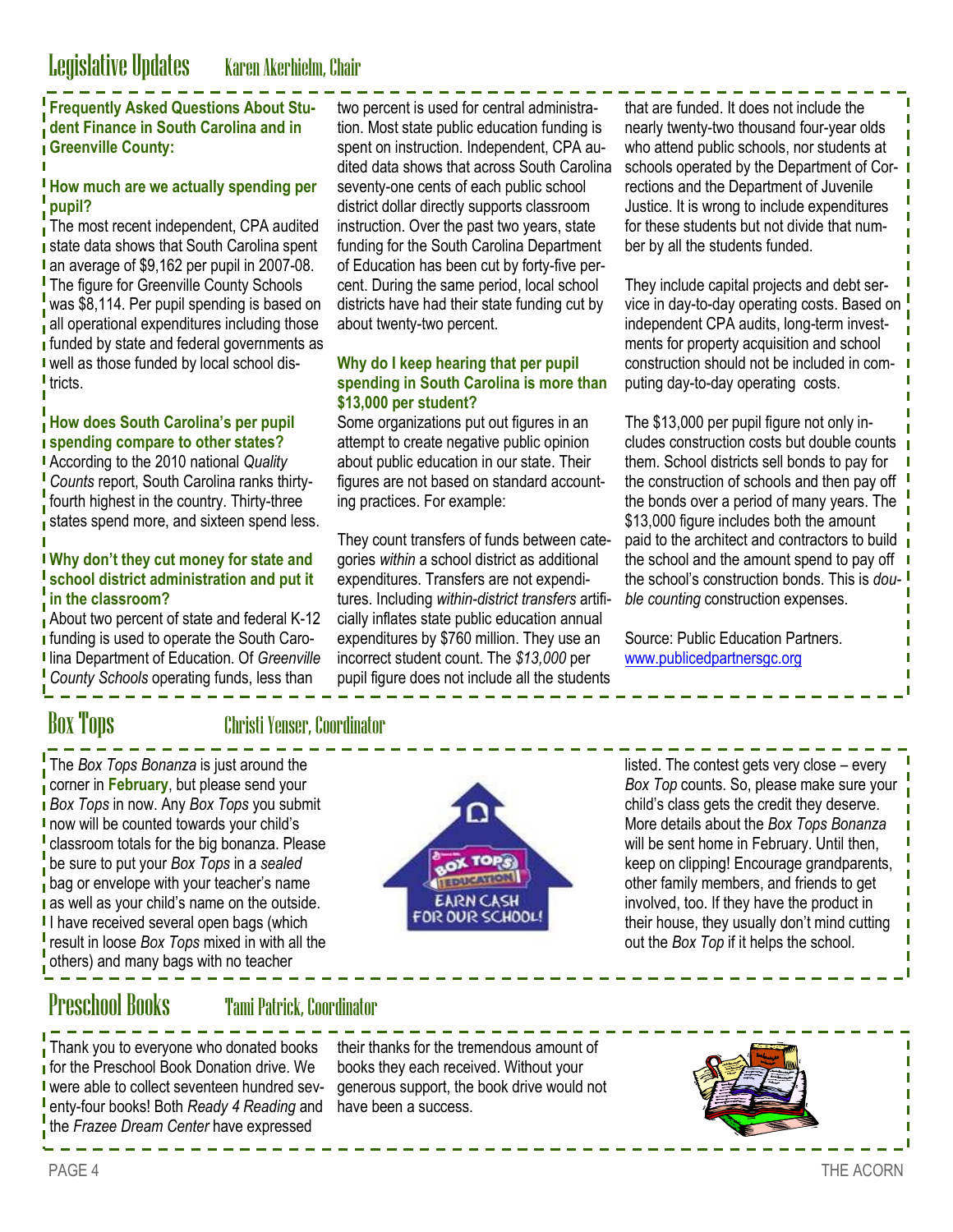# Legislative Updates

Karen Akerhielm, Chair

**Frequently Asked Questions About Student Finance in South Carolina and in Greenville County:**

**How much are we actually spending per pupil?**

The most recent independent, CPA audited state data shows that South Carolina spent an average of $9,162 per pupil in 2007-08. The figure for Greenville County Schools was $8,114. Per pupil spending is based on all operational expenditures including those funded by state and federal governments as well as those funded by local school districts.

**How does South Carolina's per pupil spending compare to other states?**

According to the 2010 national *Quality Counts* report, South Carolina ranks thirty-fourth highest in the country. Thirty-three states spend more, and sixteen spend less.

**Why don't they cut money for state and school district administration and put it in the classroom?**

About two percent of state and federal K-12 funding is used to operate the South Carolina Department of Education. Of *Greenville County Schools* operating funds, less than two percent is used for central administration. Most state public education funding is spent on instruction. Independent, CPA audited data shows that across South Carolina seventy-one cents of each public school district dollar directly supports classroom instruction. Over the past two years, state funding for the South Carolina Department of Education has been cut by forty-five percent. During the same period, local school districts have had their state funding cut by about twenty-two percent.

**Why do I keep hearing that per pupil spending in South Carolina is more than $13,000 per student?**

Some organizations put out figures in an attempt to create negative public opinion about public education in our state. Their figures are not based on standard accounting practices. For example:

They count transfers of funds between categories *within* a school district as additional expenditures. Transfers are not expenditures. Including *within-district transfers* artificially inflates state public education annual expenditures by $760 million. They use an incorrect student count. The *$13,000* per pupil figure does not include all the students that are funded. It does not include the nearly twenty-two thousand four-year olds who attend public schools, nor students at schools operated by the Department of Corrections and the Department of Juvenile Justice. It is wrong to include expenditures for these students but not divide that number by all the students funded.

They include capital projects and debt service in day-to-day operating costs. Based on independent CPA audits, long-term investments for property acquisition and school construction should not be included in computing day-to-day operating costs.

The $13,000 per pupil figure not only includes construction costs but double counts them. School districts sell bonds to pay for the construction of schools and then pay off the bonds over a period of many years. The $13,000 figure includes both the amount paid to the architect and contractors to build the school and the amount spend to pay off the school's construction bonds. This is *double counting* construction expenses.

Source: Public Education Partners. www.publicedpartnersgc.org

# Box Tops

Christi Yenser, Coordinator

The *Box Tops Bonanza* is just around the corner in **February**, but please send your *Box Tops* in now. Any *Box Tops* you submit now will be counted towards your child's classroom totals for the big bonanza. Please be sure to put your *Box Tops* in a *sealed* bag or envelope with your teacher's name as well as your child's name on the outside. I have received several open bags (which result in loose *Box Tops* mixed in with all the others) and many bags with no teacher listed. The contest gets very close – every *Box Top* counts. So, please make sure your child's class gets the credit they deserve. More details about the *Box Tops Bonanza* will be sent home in February. Until then, keep on clipping! Encourage grandparents, other family members, and friends to get involved, too. If they have the product in their house, they usually don't mind cutting out the *Box Top* if it helps the school.

# Preschool Books

Tami Patrick, Coordinator

Thank you to everyone who donated books for the Preschool Book Donation drive. We were able to collect seventeen hundred seventy-four books! Both *Ready 4 Reading* and the *Frazee Dream Center* have expressed their thanks for the tremendous amount of books they each received. Without your generous support, the book drive would not have been a success.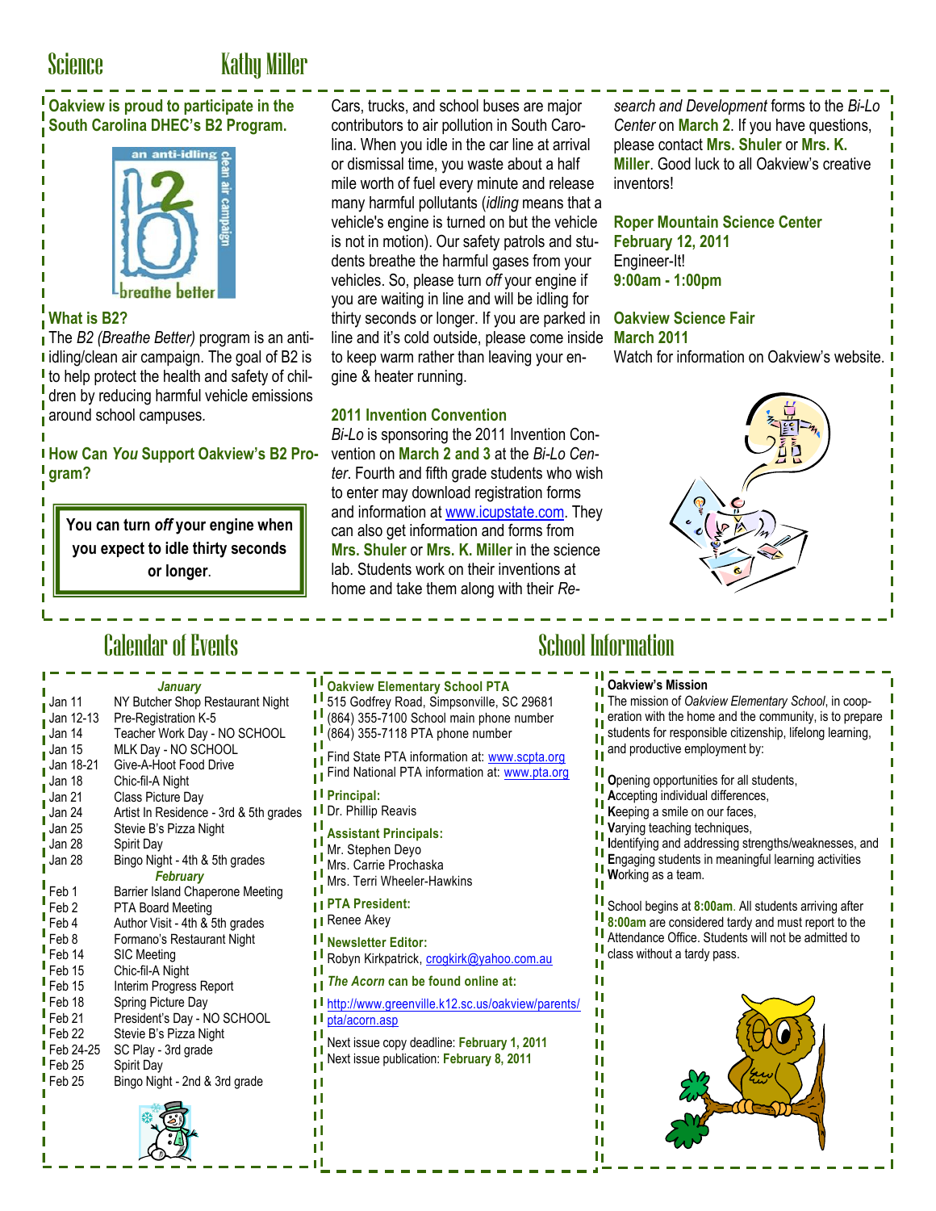## Science Kathy Miller

**Oakview is proud to participate in the South Carolina DHEC's B2 Program.**

**What is B2?**

The *B2 (Breathe Better)* program is an anti-idling/clean air campaign. The goal of B2 is to help protect the health and safety of children by reducing harmful vehicle emissions around school campuses.

**How Can *You* Support Oakview's B2 Program?**

**You can turn *off* your engine when you expect to idle thirty seconds or longer.**

Cars, trucks, and school buses are major contributors to air pollution in South Carolina. When you idle in the car line at arrival or dismissal time, you waste about a half mile worth of fuel every minute and release many harmful pollutants (*idling* means that a vehicle's engine is turned on but the vehicle is not in motion). Our safety patrols and students breathe the harmful gases from your vehicles. So, please turn *off* your engine if you are waiting in line and will be idling for thirty seconds or longer. If you are parked in line and it's cold outside, please come inside to keep warm rather than leaving your engine & heater running.

**2011 Invention Convention**

*Bi-Lo* is sponsoring the 2011 Invention Convention on **March 2 and 3** at the *Bi-Lo Center*. Fourth and fifth grade students who wish to enter may download registration forms and information at www.icupstate.com. They can also get information and forms from **Mrs. Shuler** or **Mrs. K. Miller** in the science lab. Students work on their inventions at home and take them along with their *Research and Development* forms to the *Bi-Lo Center* on **March 2**. If you have questions, please contact **Mrs. Shuler** or **Mrs. K. Miller**. Good luck to all Oakview's creative inventors!

**Roper Mountain Science Center**
**February 12, 2011**
Engineer-It!
**9:00am - 1:00pm**

**Oakview Science Fair**
**March 2011**
Watch for information on Oakview's website.

## Calendar of Events

***January***

| | |
|---|---|
| Jan 11 | NY Butcher Shop Restaurant Night |
| Jan 12-13 | Pre-Registration K-5 |
| Jan 14 | Teacher Work Day - NO SCHOOL |
| Jan 15 | MLK Day - NO SCHOOL |
| Jan 18-21 | Give-A-Hoot Food Drive |
| Jan 18 | Chic-fil-A Night |
| Jan 21 | Class Picture Day |
| Jan 24 | Artist In Residence - 3rd & 5th grades |
| Jan 25 | Stevie B's Pizza Night |
| Jan 28 | Spirit Day |
| Jan 28 | Bingo Night - 4th & 5th grades |

***February***

| | |
|---|---|
| Feb 1 | Barrier Island Chaperone Meeting |
| Feb 2 | PTA Board Meeting |
| Feb 4 | Author Visit - 4th & 5th grades |
| Feb 8 | Formano's Restaurant Night |
| Feb 14 | SIC Meeting |
| Feb 15 | Chic-fil-A Night |
| Feb 15 | Interim Progress Report |
| Feb 18 | Spring Picture Day |
| Feb 21 | President's Day - NO SCHOOL |
| Feb 22 | Stevie B's Pizza Night |
| Feb 24-25 | SC Play - 3rd grade |
| Feb 25 | Spirit Day |
| Feb 25 | Bingo Night - 2nd & 3rd grade |

## School Information

**Oakview Elementary School PTA**
515 Godfrey Road, Simpsonville, SC 29681
(864) 355-7100 School main phone number
(864) 355-7118 PTA phone number

Find State PTA information at: www.scpta.org
Find National PTA information at: www.pta.org

**Principal:**
Dr. Phillip Reavis

**Assistant Principals:**
Mr. Stephen Deyo
Mrs. Carrie Prochaska
Mrs. Terri Wheeler-Hawkins

**PTA President:**
Renee Akey

**Newsletter Editor:**
Robyn Kirkpatrick, crogkirk@yahoo.com.au

***The Acorn* can be found online at:**

http://www.greenville.k12.sc.us/oakview/parents/pta/acorn.asp

Next issue copy deadline: **February 1, 2011**
Next issue publication: **February 8, 2011**

**Oakview's Mission**

The mission of *Oakview Elementary School*, in cooperation with the home and the community, is to prepare students for responsible citizenship, lifelong learning, and productive employment by:

**O**pening opportunities for all students,
**A**ccepting individual differences,
**K**eeping a smile on our faces,
**V**arying teaching techniques,
**I**dentifying and addressing strengths/weaknesses, and
**E**ngaging students in meaningful learning activities
**W**orking as a team.

School begins at **8:00am**. All students arriving after **8:00am** are considered tardy and must report to the Attendance Office. Students will not be admitted to class without a tardy pass.